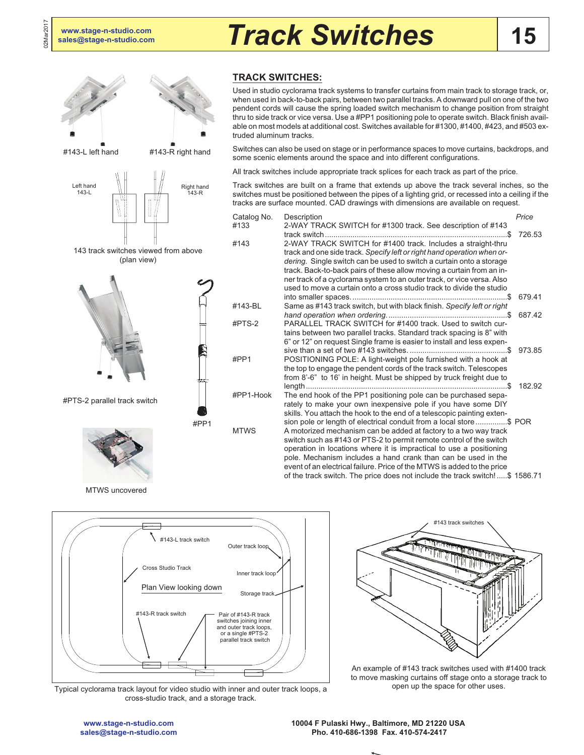# Track Switches

## TRACK SWITCHES:

Used in studio cyclorama track systems to transfer curtains from main track to storage track, or, when used in back-to-back pairs, between two parallel tracks. A downward pull on one of the two pendent cords will cause the spring loaded switch mechanism to change position from straight thru to side track or vice versa. Use a #PP1 positioning pole to operate switch. Black finish available on most models at additional cost. Switches available for #1300, #1400, #423, and #503 extruded aluminum tracks.

Switches can also be used on stage or in performance spaces to move curtains, backdrops, and some scenic elements around the space and into different configurations.

All track switches include appropriate track splices for each track as part of the price.

Track switches are built on a frame that extends up above the track several inches, so the switches must be positioned between the pipes of a lighting grid, or recessed into a ceiling if the tracks are surface mounted. CAD drawings with dimensions are available on request.

| Catalog No. | Description | *Price* |
|---|---|---|
| #133 | 2-WAY TRACK SWITCH for #1300 track. See description of #143 track switch | $ 726.53 |
| #143 | 2-WAY TRACK SWITCH for #1400 track. Includes a straight-thru track and one side track. *Specify left or right hand operation when ordering.* Single switch can be used to switch a curtain onto a storage track. Back-to-back pairs of these allow moving a curtain from an inner track of a cyclorama system to an outer track, or vice versa. Also used to move a curtain onto a cross studio track to divide the studio into smaller spaces. | $ 679.41 |
| #143-BL | Same as #143 track switch, but with black finish. *Specify left or right hand operation when ordering.* | $ 687.42 |
| #PTS-2 | PARALLEL TRACK SWITCH for #1400 track. Used to switch curtains between two parallel tracks. Standard track spacing is 8" with 6" or 12" on request Single frame is easier to install and less expensive than a set of two #143 switches. | $ 973.85 |
| #PP1 | POSITIONING POLE: A light-weight pole furnished with a hook at the top to engage the pendent cords of the track switch. Telescopes from 8'-6" to 16' in height. Must be shipped by truck freight due to length | $ 182.92 |
| #PP1-Hook | The end hook of the PP1 positioning pole can be purchased separately to make your own inexpensive pole if you have some DIY skills. You attach the hook to the end of a telescopic painting extension pole or length of electrical conduit from a local store | $ POR |
| MTWS | A motorized mechanism can be added at factory to a two way track switch such as #143 or PTS-2 to permit remote control of the switch operation in locations where it is impractical to use a positioning pole. Mechanism includes a hand crank than can be used in the event of an electrical failure. Price of the MTWS is added to the price of the track switch. The price does not include the track switch! | $ 1586.71 |

#143-L left hand

#143-R right hand

Left hand 143-L

Right hand 143-R

143 track switches viewed from above (plan view)

#PTS-2 parallel track switch

#PP1

MTWS uncovered

#143-L track switch

Outer track loop

Cross Studio Track

Inner track loop

Plan View looking down

Storage track

#143-R track switch

Pair of #143-R track switches joining inner and outer track loops, or a single #PTS-2 parallel track switch

Typical cyclorama track layout for video studio with inner and outer track loops, a cross-studio track, and a storage track.

#143 track switches

An example of #143 track switches used with #1400 track to move masking curtains off stage onto a storage track to open up the space for other uses.

www.stage-n-studio.com
sales@stage-n-studio.com

10004 F Pulaski Hwy., Baltimore, MD 21220 USA
Pho. 410-686-1398 Fax. 410-574-2417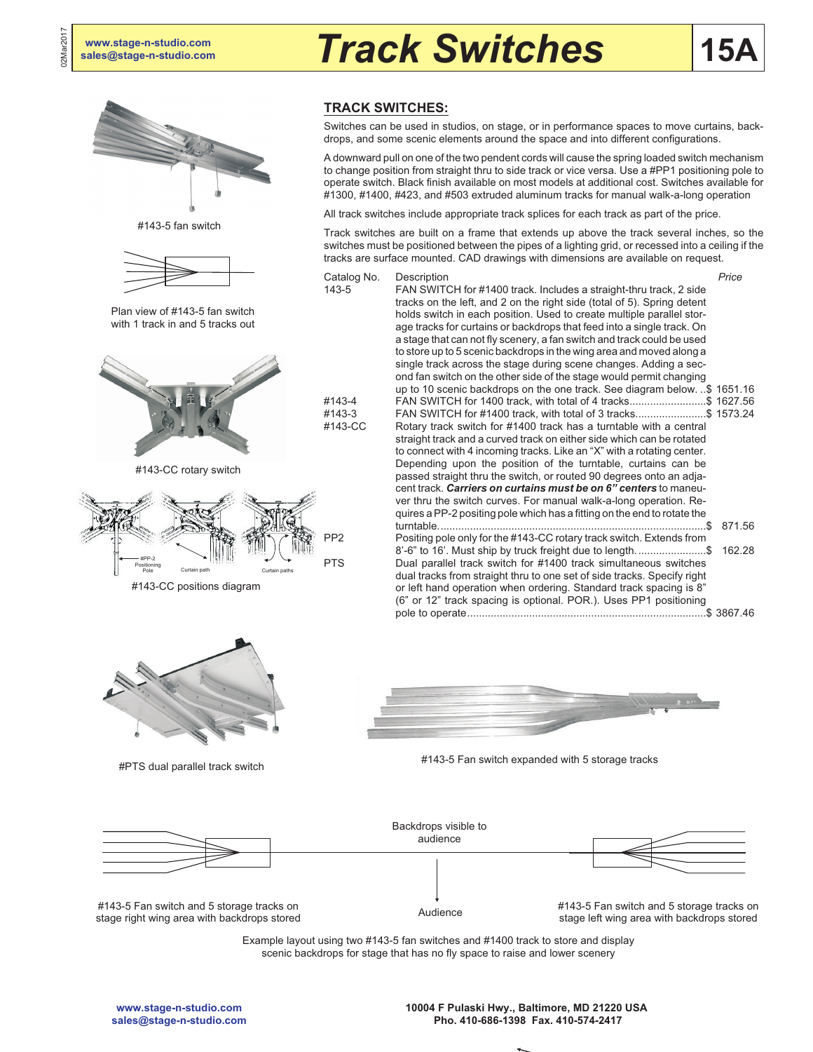# Track Switches

## 15A

#143-5 fan switch

Plan view of #143-5 fan switch with 1 track in and 5 tracks out

#143-CC rotary switch

#PP-2 Positioning Pole

Curtain path

Curtain paths

#143-CC positions diagram

## TRACK SWITCHES:

Switches can be used in studios, on stage, or in performance spaces to move curtains, backdrops, and some scenic elements around the space and into different configurations.

A downward pull on one of the two pendent cords will cause the spring loaded switch mechanism to change position from straight thru to side track or vice versa. Use a #PP1 positioning pole to operate switch. Black finish available on most models at additional cost. Switches available for #1300, #1400, #423, and #503 extruded aluminum tracks for manual walk-a-long operation

All track switches include appropriate track splices for each track as part of the price.

Track switches are built on a frame that extends up above the track several inches, so the switches must be positioned between the pipes of a lighting grid, or recessed into a ceiling if the tracks are surface mounted. CAD drawings with dimensions are available on request.

| Catalog No. | Description | *Price* |
|---|---|---|
| 143-5 | FAN SWITCH for #1400 track. Includes a straight-thru track, 2 side tracks on the left, and 2 on the right side (total of 5). Spring detent holds switch in each position. Used to create multiple parallel storage tracks for curtains or backdrops that feed into a single track. On a stage that can not fly scenery, a fan switch and track could be used to store up to 5 scenic backdrops in the wing area and moved along a single track across the stage during scene changes. Adding a second fan switch on the other side of the stage would permit changing up to 10 scenic backdrops on the one track. See diagram below. .. | $ 1651.16 |
| #143-4 | FAN SWITCH for 1400 track, with total of 4 tracks.......................... | $ 1627.56 |
| #143-3 | FAN SWITCH for #1400 track, with total of 3 tracks........................ | $ 1573.24 |
| #143-CC | Rotary track switch for #1400 track has a turntable with a central straight track and a curved track on either side which can be rotated to connect with 4 incoming tracks. Like an "X" with a rotating center. Depending upon the position of the turntable, curtains can be passed straight thru or routed 90 degrees onto an adjacent track. ***Carriers on curtains must be on 6" centers*** to maneuver thru the switch curves. For manual walk-a-long operation. Requires a PP-2 positing pole which has a fitting on the end to rotate the turntable.......................................................................................... | $ 871.56 |
| PP2 | Positing pole only for the #143-CC rotary track switch. Extends from 8'-6" to 16'. Must ship by truck freight due to length........................ | $ 162.28 |
| PTS | Dual parallel track switch for #1400 track simultaneous switches dual tracks from straight thru to one set of side tracks. Specify right or left hand operation when ordering. Standard track spacing is 8" (6" or 12" track spacing is optional. POR.). Uses PP1 positioning pole to operate................................................................................ | $ 3867.46 |

#PTS dual parallel track switch

#143-5 Fan switch expanded with 5 storage tracks

Backdrops visible to audience

Audience

#143-5 Fan switch and 5 storage tracks on stage right wing area with backdrops stored

#143-5 Fan switch and 5 storage tracks on stage left wing area with backdrops stored

Example layout using two #143-5 fan switches and #1400 track to store and display scenic backdrops for stage that has no fly space to raise and lower scenery